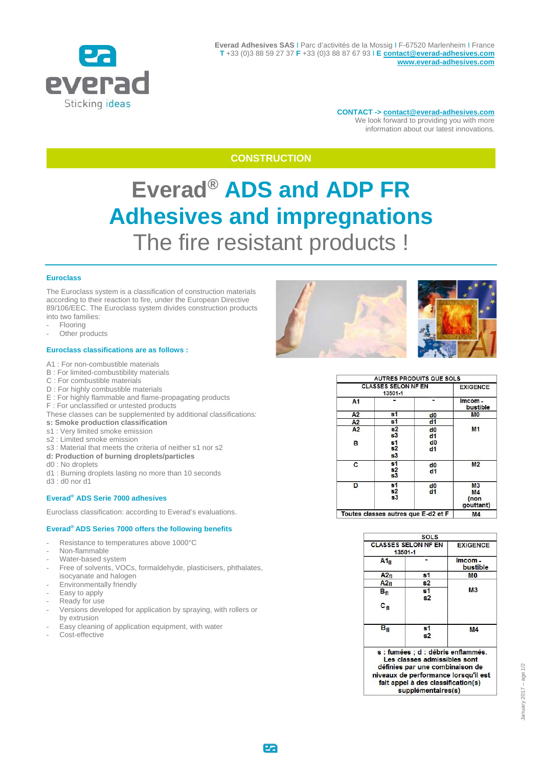**Everad Adhesives SAS** I Parc d'activités de la Mossig I F-67520 Marlenheim I France
**T** +33 (0)3 88 59 27 37 **F** +33 (0)3 88 87 67 93 I **E** contact@everad-adhesives.com
www.everad-adhesives.com

**CONTACT ->** contact@everad-adhesives.com
We look forward to providing you with more information about our latest innovations.

**CONSTRUCTION**

# Everad® ADS and ADP FR Adhesives and impregnations

## The fire resistant products !

### Euroclass

The Euroclass system is a classification of construction materials according to their reaction to fire, under the European Directive 89/106/EEC. The Euroclass system divides construction products into two families:

- Flooring
- Other products

### Euroclass classifications are as follows :

A1 : For non-combustible materials
B : For limited-combustibility materials
C : For combustible materials
D : For highly combustible materials
E : For highly flammable and flame-propagating products
F : For unclassified or untested products
These classes can be supplemented by additional classifications:
**s: Smoke production classification**
s1 : Very limited smoke emission
s2 : Limited smoke emission
s3 : Material that meets the criteria of neither s1 nor s2
**d: Production of burning droplets/particles**
d0 : No droplets
d1 : Burning droplets lasting no more than 10 seconds
d3 : d0 nor d1

### Everad® ADS Serie 7000 adhesives

Euroclass classification: according to Everad's evaluations.

### Everad® ADS Series 7000 offers the following benefits

- Resistance to temperatures above 1000°C
- Non-flammable
- Water-based system
- Free of solvents, VOCs, formaldehyde, plasticisers, phthalates, isocyanate and halogen
- Environmentally friendly
- Easy to apply
- Ready for use
- Versions developed for application by spraying, with rollers or by extrusion
- Easy cleaning of application equipment, with water
- Cost-effective

| AUTRES PRODUITS QUE SOLS | | | |
|---|---|---|---|
| CLASSES SELON NF EN 13501-1 | | | EXIGENCE |
| A1 | - | - | Imcom - bustible |
| A2 | s1 | d0 | M0 |
| A2 | s1 | d1 | M1 |
| A2<br>B | s2<br>s3<br>s1<br>s2<br>s3 | d0<br>d1<br>d0<br>d1 | |
| C | s1<br>s2<br>s3 | d0<br>d1 | M2 |
| D | s1<br>s2<br>s3 | d0<br>d1 | M3<br>M4<br>(non gouttant) |
| Toutes classes autres que E-d2 et F | | | M4 |

| SOLS | | |
|---|---|---|
| CLASSES SELON NF EN 13501-1 | | EXIGENCE |
| $A1_{fl}$ | - | Imcom - bustible |
| $A2_{fl}$ | s1 | M0 |
| $A2_{fl}$<br>$B_{fl}$<br>$C_{fl}$ | s2<br>s1<br>s2 | M3 |
| $B_{fl}$ | s1<br>s2 | M4 |
| s : fumées ; d : débris enflammés. Les classes admissibles sont définies par une combinaison de niveaux de performance lorsqu'il est fait appel à des classification(s) supplémentaires(s) | | |

January 2017 – age 1/2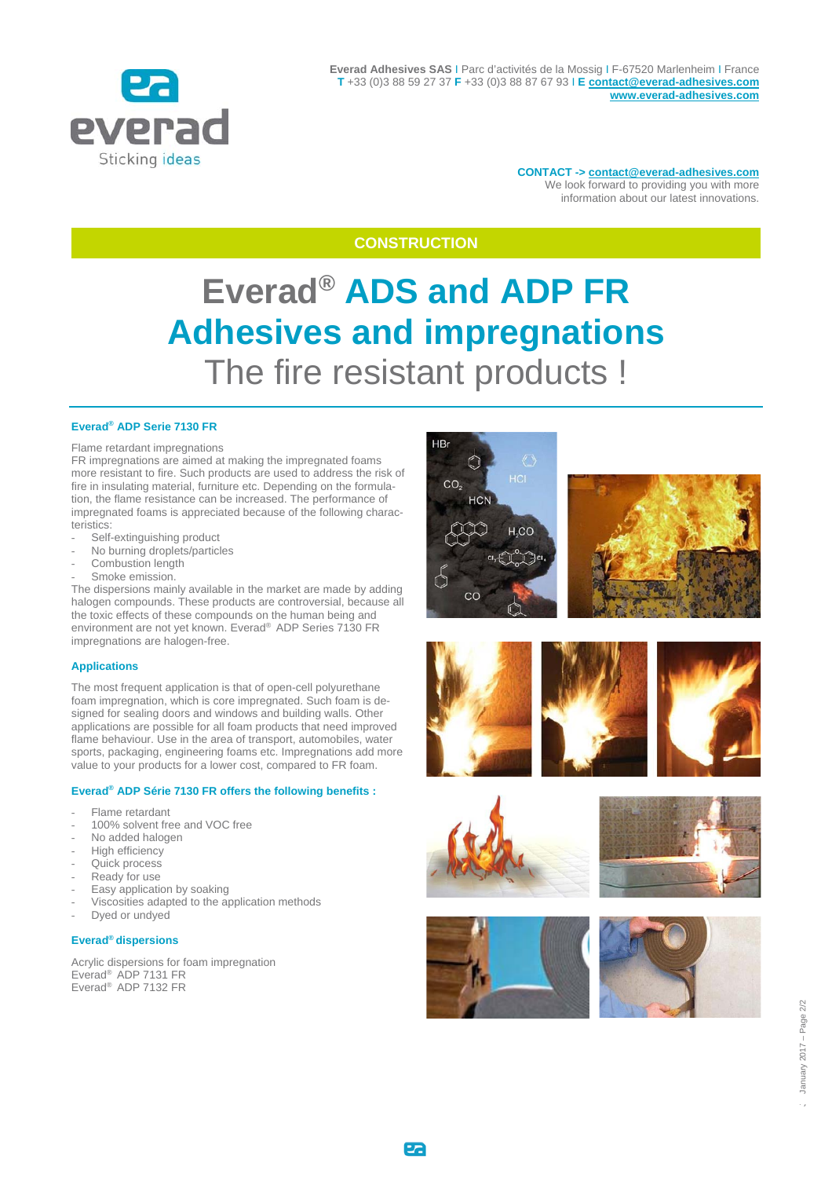**Everad Adhesives SAS** I Parc d'activités de la Mossig I F-67520 Marlenheim I France
**T** +33 (0)3 88 59 27 37 **F** +33 (0)3 88 87 67 93 I **E** contact@everad-adhesives.com
www.everad-adhesives.com

**CONTACT ->** contact@everad-adhesives.com
We look forward to providing you with more information about our latest innovations.

**CONSTRUCTION**

# Everad® ADS and ADP FR Adhesives and impregnations

## The fire resistant products !

### Everad® ADP Serie 7130 FR

Flame retardant impregnations
FR impregnations are aimed at making the impregnated foams more resistant to fire. Such products are used to address the risk of fire in insulating material, furniture etc. Depending on the formulation, the flame resistance can be increased. The performance of impregnated foams is appreciated because of the following characteristics:

- Self-extinguishing product
- No burning droplets/particles
- Combustion length
- Smoke emission.

The dispersions mainly available in the market are made by adding halogen compounds. These products are controversial, because all the toxic effects of these compounds on the human being and environment are not yet known. Everad® ADP Series 7130 FR impregnations are halogen-free.

### Applications

The most frequent application is that of open-cell polyurethane foam impregnation, which is core impregnated. Such foam is designed for sealing doors and windows and building walls. Other applications are possible for all foam products that need improved flame behaviour. Use in the area of transport, automobiles, water sports, packaging, engineering foams etc. Impregnations add more value to your products for a lower cost, compared to FR foam.

### Everad® ADP Série 7130 FR offers the following benefits :

- Flame retardant
- 100% solvent free and VOC free
- No added halogen
- High efficiency
- Quick process
- Ready for use
- Easy application by soaking
- Viscosities adapted to the application methods
- Dyed or undyed

### Everad® dispersions

Acrylic dispersions for foam impregnation
Everad® ADP 7131 FR
Everad® ADP 7132 FR

HBr
$CO_2$
HCl
HCN
$H_2CO$
CO